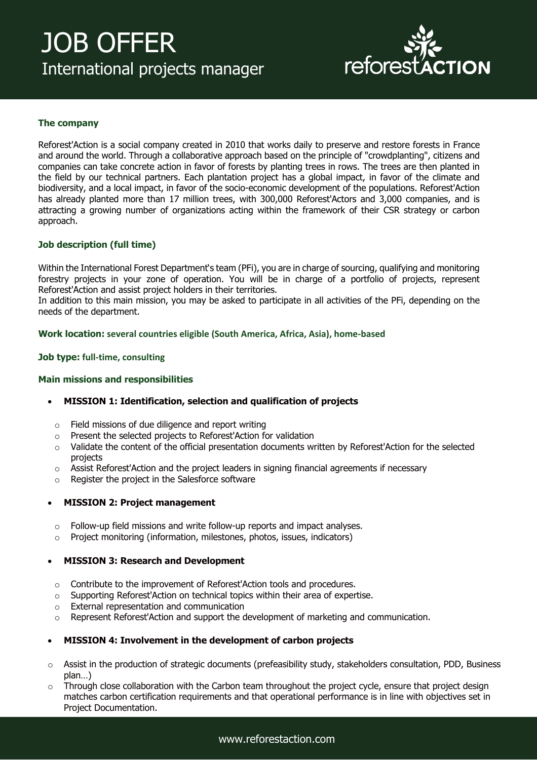# JOB OFFER

## International projects manager

### The company

Reforest'Action is a social company created in 2010 that works daily to preserve and restore forests in France and around the world. Through a collaborative approach based on the principle of "crowdplanting", citizens and companies can take concrete action in favor of forests by planting trees in rows. The trees are then planted in the field by our technical partners. Each plantation project has a global impact, in favor of the climate and biodiversity, and a local impact, in favor of the socio-economic development of the populations. Reforest'Action has already planted more than 17 million trees, with 300,000 Reforest'Actors and 3,000 companies, and is attracting a growing number of organizations acting within the framework of their CSR strategy or carbon approach.

### Job description (full time)

Within the International Forest Department's team (PFi), you are in charge of sourcing, qualifying and monitoring forestry projects in your zone of operation. You will be in charge of a portfolio of projects, represent Reforest'Action and assist project holders in their territories.
In addition to this main mission, you may be asked to participate in all activities of the PFi, depending on the needs of the department.

**Work location:** **several countries eligible (South America, Africa, Asia), home-based**

**Job type:** **full-time, consulting**

### Main missions and responsibilities

- **MISSION 1: Identification, selection and qualification of projects**
  - Field missions of due diligence and report writing
  - Present the selected projects to Reforest'Action for validation
  - Validate the content of the official presentation documents written by Reforest'Action for the selected projects
  - Assist Reforest'Action and the project leaders in signing financial agreements if necessary
  - Register the project in the Salesforce software

- **MISSION 2: Project management**
  - Follow-up field missions and write follow-up reports and impact analyses.
  - Project monitoring (information, milestones, photos, issues, indicators)

- **MISSION 3: Research and Development**
  - Contribute to the improvement of Reforest'Action tools and procedures.
  - Supporting Reforest'Action on technical topics within their area of expertise.
  - External representation and communication
  - Represent Reforest'Action and support the development of marketing and communication.

- **MISSION 4: Involvement in the development of carbon projects**
  - Assist in the production of strategic documents (prefeasibility study, stakeholders consultation, PDD, Business plan…)
  - Through close collaboration with the Carbon team throughout the project cycle, ensure that project design matches carbon certification requirements and that operational performance is in line with objectives set in Project Documentation.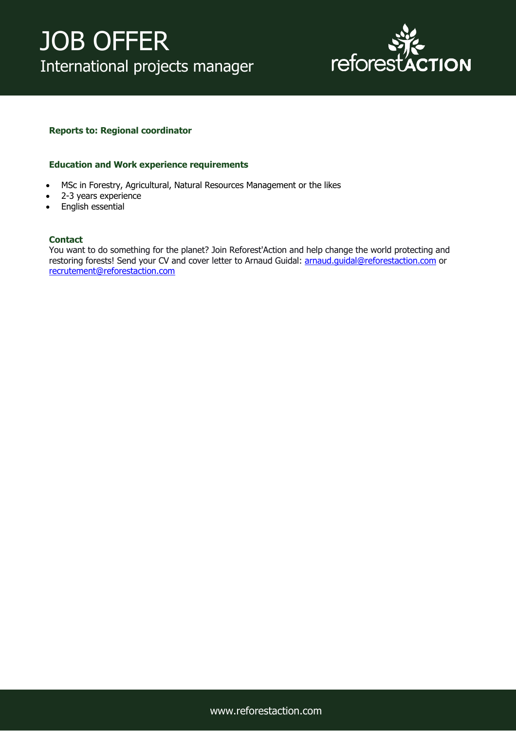# JOB OFFER
## International projects manager

**Reports to: Regional coordinator**

**Education and Work experience requirements**

- MSc in Forestry, Agricultural, Natural Resources Management or the likes
- 2-3 years experience
- English essential

**Contact**

You want to do something for the planet? Join Reforest'Action and help change the world protecting and restoring forests! Send your CV and cover letter to Arnaud Guidal: arnaud.guidal@reforestaction.com or recrutement@reforestaction.com